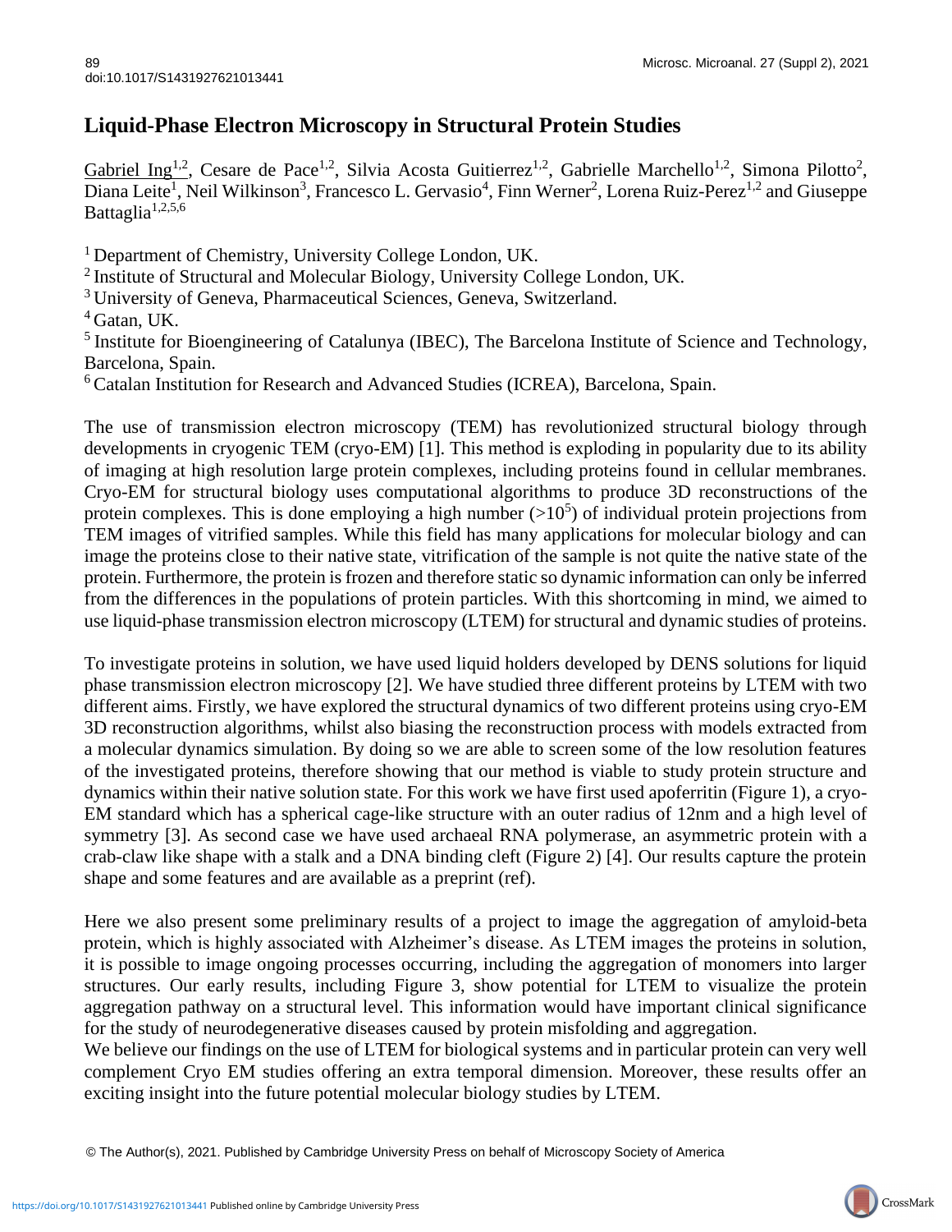# Liquid-Phase Electron Microscopy in Structural Protein Studies

Gabriel Ing[1,2], Cesare de Pace[1,2], Silvia Acosta Guitierrez[1,2], Gabrielle Marchello[1,2], Simona Pilotto[2], Diana Leite[1], Neil Wilkinson[3], Francesco L. Gervasio[4], Finn Werner[2], Lorena Ruiz-Perez[1,2] and Giuseppe Battaglia[1,2,5,6]

[1] Department of Chemistry, University College London, UK.

[2] Institute of Structural and Molecular Biology, University College London, UK.

[3] University of Geneva, Pharmaceutical Sciences, Geneva, Switzerland.

[4] Gatan, UK.

[5] Institute for Bioengineering of Catalunya (IBEC), The Barcelona Institute of Science and Technology, Barcelona, Spain.

[6] Catalan Institution for Research and Advanced Studies (ICREA), Barcelona, Spain.

The use of transmission electron microscopy (TEM) has revolutionized structural biology through developments in cryogenic TEM (cryo-EM) [1]. This method is exploding in popularity due to its ability of imaging at high resolution large protein complexes, including proteins found in cellular membranes. Cryo-EM for structural biology uses computational algorithms to produce 3D reconstructions of the protein complexes. This is done employing a high number ($>10^5$) of individual protein projections from TEM images of vitrified samples. While this field has many applications for molecular biology and can image the proteins close to their native state, vitrification of the sample is not quite the native state of the protein. Furthermore, the protein is frozen and therefore static so dynamic information can only be inferred from the differences in the populations of protein particles. With this shortcoming in mind, we aimed to use liquid-phase transmission electron microscopy (LTEM) for structural and dynamic studies of proteins.

To investigate proteins in solution, we have used liquid holders developed by DENS solutions for liquid phase transmission electron microscopy [2]. We have studied three different proteins by LTEM with two different aims. Firstly, we have explored the structural dynamics of two different proteins using cryo-EM 3D reconstruction algorithms, whilst also biasing the reconstruction process with models extracted from a molecular dynamics simulation. By doing so we are able to screen some of the low resolution features of the investigated proteins, therefore showing that our method is viable to study protein structure and dynamics within their native solution state. For this work we have first used apoferritin (Figure 1), a cryo-EM standard which has a spherical cage-like structure with an outer radius of 12nm and a high level of symmetry [3]. As second case we have used archaeal RNA polymerase, an asymmetric protein with a crab-claw like shape with a stalk and a DNA binding cleft (Figure 2) [4]. Our results capture the protein shape and some features and are available as a preprint (ref).

Here we also present some preliminary results of a project to image the aggregation of amyloid-beta protein, which is highly associated with Alzheimer's disease. As LTEM images the proteins in solution, it is possible to image ongoing processes occurring, including the aggregation of monomers into larger structures. Our early results, including Figure 3, show potential for LTEM to visualize the protein aggregation pathway on a structural level. This information would have important clinical significance for the study of neurodegenerative diseases caused by protein misfolding and aggregation.

We believe our findings on the use of LTEM for biological systems and in particular protein can very well complement Cryo EM studies offering an extra temporal dimension. Moreover, these results offer an exciting insight into the future potential molecular biology studies by LTEM.

© The Author(s), 2021. Published by Cambridge University Press on behalf of Microscopy Society of America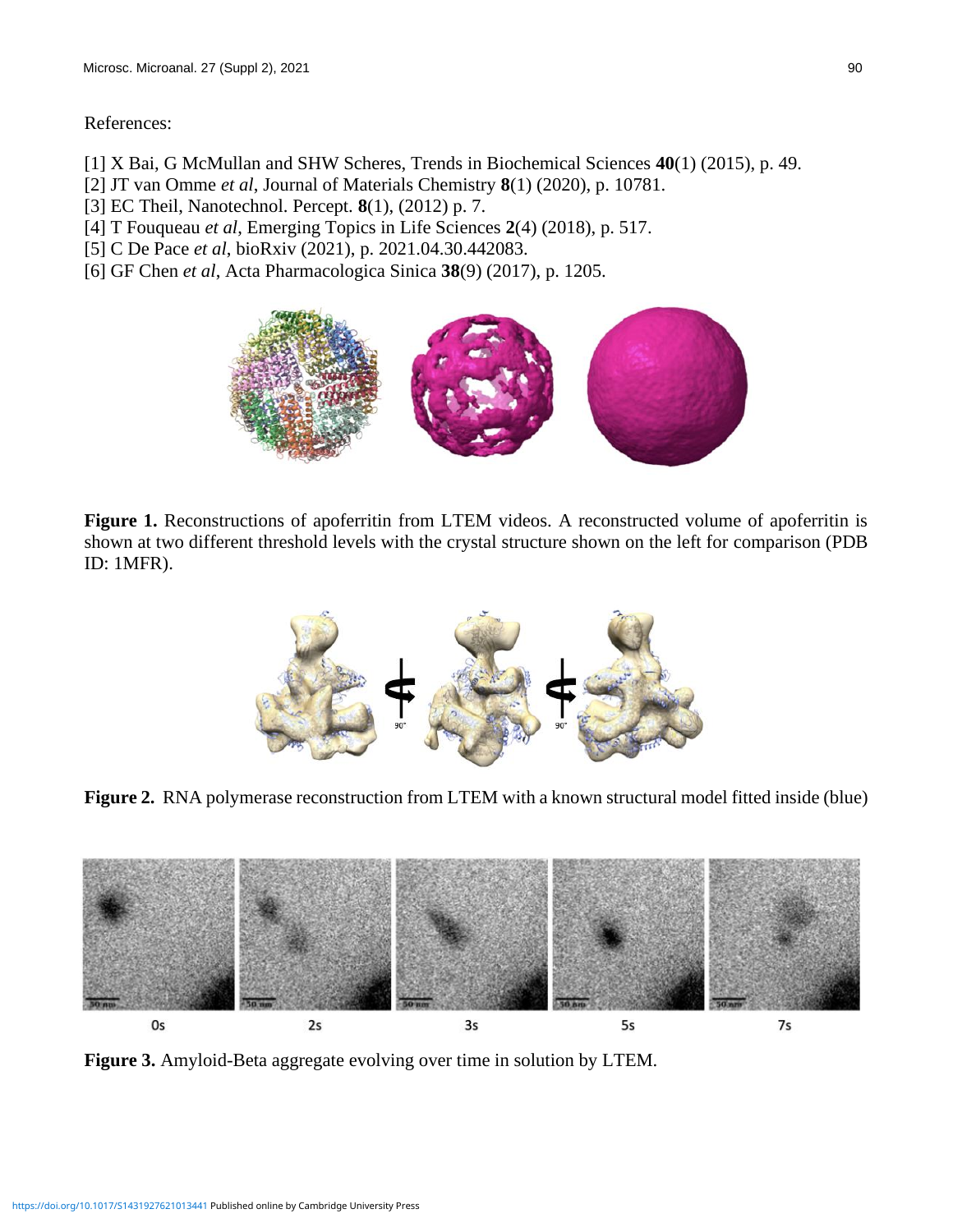References:

[1] X Bai, G McMullan and SHW Scheres, Trends in Biochemical Sciences **40**(1) (2015), p. 49.
[2] JT van Omme *et al*, Journal of Materials Chemistry **8**(1) (2020), p. 10781.
[3] EC Theil, Nanotechnol. Percept. **8**(1), (2012) p. 7.
[4] T Fouqueau *et al*, Emerging Topics in Life Sciences **2**(4) (2018), p. 517.
[5] C De Pace *et al*, bioRxiv (2021), p. 2021.04.30.442083.
[6] GF Chen *et al*, Acta Pharmacologica Sinica **38**(9) (2017), p. 1205.

**Figure 1.** Reconstructions of apoferritin from LTEM videos. A reconstructed volume of apoferritin is shown at two different threshold levels with the crystal structure shown on the left for comparison (PDB ID: 1MFR).

**Figure 2.** RNA polymerase reconstruction from LTEM with a known structural model fitted inside (blue)

0s

2s

3s

5s

7s

**Figure 3.** Amyloid-Beta aggregate evolving over time in solution by LTEM.